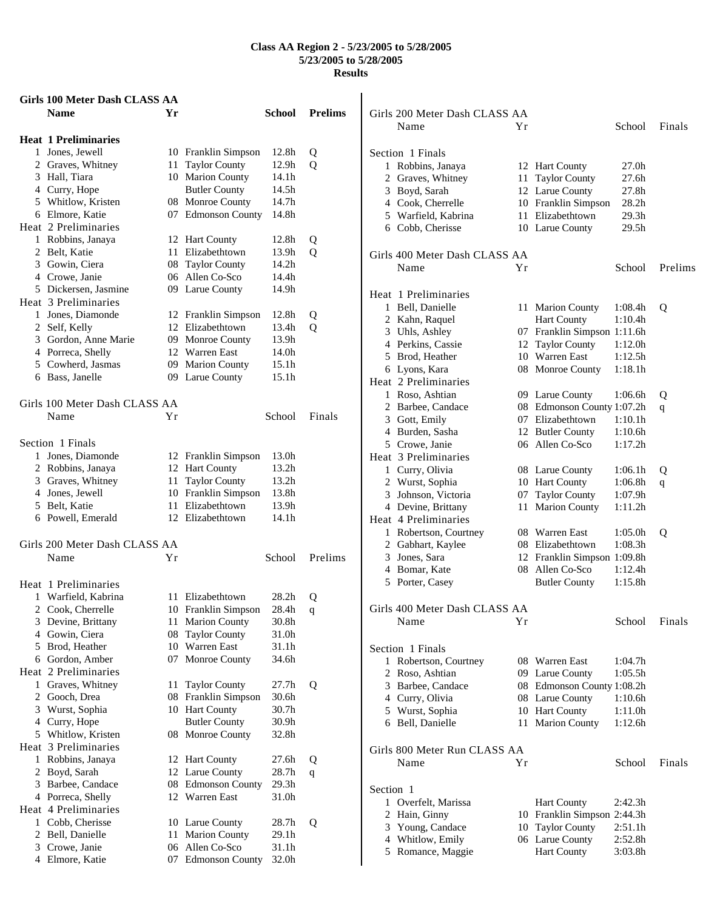# Class AA Region 2 - 5/23/2005 to 5/28/2005
## 5/23/2005 to 5/28/2005
## Results

### Girls 100 Meter Dash CLASS AA

| | Name | Yr | School | Prelims | |
|---|---|---|---|---|---|
| **Heat 1 Preliminaries** | | | | | |
| 1 | Jones, Jewell | 10 | Franklin Simpson | 12.8h | Q |
| 2 | Graves, Whitney | 11 | Taylor County | 12.9h | Q |
| 3 | Hall, Tiara | 10 | Marion County | 14.1h | |
| 4 | Curry, Hope | | Butler County | 14.5h | |
| 5 | Whitlow, Kristen | 08 | Monroe County | 14.7h | |
| 6 | Elmore, Katie | 07 | Edmonson County | 14.8h | |
| **Heat 2 Preliminaries** | | | | | |
| 1 | Robbins, Janaya | 12 | Hart County | 12.8h | Q |
| 2 | Belt, Katie | 11 | Elizabethtown | 13.9h | Q |
| 3 | Gowin, Ciera | 08 | Taylor County | 14.2h | |
| 4 | Crowe, Janie | 06 | Allen Co-Sco | 14.4h | |
| 5 | Dickersen, Jasmine | 09 | Larue County | 14.9h | |
| **Heat 3 Preliminaries** | | | | | |
| 1 | Jones, Diamonde | 12 | Franklin Simpson | 12.8h | Q |
| 2 | Self, Kelly | 12 | Elizabethtown | 13.4h | Q |
| 3 | Gordon, Anne Marie | 09 | Monroe County | 13.9h | |
| 4 | Porreca, Shelly | 12 | Warren East | 14.0h | |
| 5 | Cowherd, Jasmas | 09 | Marion County | 15.1h | |
| 6 | Bass, Janelle | 09 | Larue County | 15.1h | |

### Girls 100 Meter Dash CLASS AA

| | Name | Yr | School | Finals |
|---|---|---|---|---|
| **Section 1 Finals** | | | | |
| 1 | Jones, Diamonde | 12 | Franklin Simpson | 13.0h |
| 2 | Robbins, Janaya | 12 | Hart County | 13.2h |
| 3 | Graves, Whitney | 11 | Taylor County | 13.2h |
| 4 | Jones, Jewell | 10 | Franklin Simpson | 13.8h |
| 5 | Belt, Katie | 11 | Elizabethtown | 13.9h |
| 6 | Powell, Emerald | 12 | Elizabethtown | 14.1h |

### Girls 200 Meter Dash CLASS AA

| | Name | Yr | School | Prelims | |
|---|---|---|---|---|---|
| **Heat 1 Preliminaries** | | | | | |
| 1 | Warfield, Kabrina | 11 | Elizabethtown | 28.2h | Q |
| 2 | Cook, Cherrelle | 10 | Franklin Simpson | 28.4h | q |
| 3 | Devine, Brittany | 11 | Marion County | 30.8h | |
| 4 | Gowin, Ciera | 08 | Taylor County | 31.0h | |
| 5 | Brod, Heather | 10 | Warren East | 31.1h | |
| 6 | Gordon, Amber | 07 | Monroe County | 34.6h | |
| **Heat 2 Preliminaries** | | | | | |
| 1 | Graves, Whitney | 11 | Taylor County | 27.7h | Q |
| 2 | Gooch, Drea | 08 | Franklin Simpson | 30.6h | |
| 3 | Wurst, Sophia | 10 | Hart County | 30.7h | |
| 4 | Curry, Hope | | Butler County | 30.9h | |
| 5 | Whitlow, Kristen | 08 | Monroe County | 32.8h | |
| **Heat 3 Preliminaries** | | | | | |
| 1 | Robbins, Janaya | 12 | Hart County | 27.6h | Q |
| 2 | Boyd, Sarah | 12 | Larue County | 28.7h | q |
| 3 | Barbee, Candace | 08 | Edmonson County | 29.3h | |
| 4 | Porreca, Shelly | 12 | Warren East | 31.0h | |
| **Heat 4 Preliminaries** | | | | | |
| 1 | Cobb, Cherisse | 10 | Larue County | 28.7h | Q |
| 2 | Bell, Danielle | 11 | Marion County | 29.1h | |
| 3 | Crowe, Janie | 06 | Allen Co-Sco | 31.1h | |
| 4 | Elmore, Katie | 07 | Edmonson County | 32.0h | |

### Girls 200 Meter Dash CLASS AA

| | Name | Yr | School | Finals |
|---|---|---|---|---|
| **Section 1 Finals** | | | | |
| 1 | Robbins, Janaya | 12 | Hart County | 27.0h |
| 2 | Graves, Whitney | 11 | Taylor County | 27.6h |
| 3 | Boyd, Sarah | 12 | Larue County | 27.8h |
| 4 | Cook, Cherrelle | 10 | Franklin Simpson | 28.2h |
| 5 | Warfield, Kabrina | 11 | Elizabethtown | 29.3h |
| 6 | Cobb, Cherisse | 10 | Larue County | 29.5h |

### Girls 400 Meter Dash CLASS AA

| | Name | Yr | School | Prelims | |
|---|---|---|---|---|---|
| **Heat 1 Preliminaries** | | | | | |
| 1 | Bell, Danielle | 11 | Marion County | 1:08.4h | Q |
| 2 | Kahn, Raquel | | Hart County | 1:10.4h | |
| 3 | Uhls, Ashley | 07 | Franklin Simpson | 1:11.6h | |
| 4 | Perkins, Cassie | 12 | Taylor County | 1:12.0h | |
| 5 | Brod, Heather | 10 | Warren East | 1:12.5h | |
| 6 | Lyons, Kara | 08 | Monroe County | 1:18.1h | |
| **Heat 2 Preliminaries** | | | | | |
| 1 | Roso, Ashtian | 09 | Larue County | 1:06.6h | Q |
| 2 | Barbee, Candace | 08 | Edmonson County | 1:07.2h | q |
| 3 | Gott, Emily | 07 | Elizabethtown | 1:10.1h | |
| 4 | Burden, Sasha | 12 | Butler County | 1:10.6h | |
| 5 | Crowe, Janie | 06 | Allen Co-Sco | 1:17.2h | |
| **Heat 3 Preliminaries** | | | | | |
| 1 | Curry, Olivia | 08 | Larue County | 1:06.1h | Q |
| 2 | Wurst, Sophia | 10 | Hart County | 1:06.8h | q |
| 3 | Johnson, Victoria | 07 | Taylor County | 1:07.9h | |
| 4 | Devine, Brittany | 11 | Marion County | 1:11.2h | |
| **Heat 4 Preliminaries** | | | | | |
| 1 | Robertson, Courtney | 08 | Warren East | 1:05.0h | Q |
| 2 | Gabhart, Kaylee | 08 | Elizabethtown | 1:08.3h | |
| 3 | Jones, Sara | 12 | Franklin Simpson | 1:09.8h | |
| 4 | Bomar, Kate | 08 | Allen Co-Sco | 1:12.4h | |
| 5 | Porter, Casey | | Butler County | 1:15.8h | |

### Girls 400 Meter Dash CLASS AA

| | Name | Yr | School | Finals |
|---|---|---|---|---|
| **Section 1 Finals** | | | | |
| 1 | Robertson, Courtney | 08 | Warren East | 1:04.7h |
| 2 | Roso, Ashtian | 09 | Larue County | 1:05.5h |
| 3 | Barbee, Candace | 08 | Edmonson County | 1:08.2h |
| 4 | Curry, Olivia | 08 | Larue County | 1:10.6h |
| 5 | Wurst, Sophia | 10 | Hart County | 1:11.0h |
| 6 | Bell, Danielle | 11 | Marion County | 1:12.6h |

### Girls 800 Meter Run CLASS AA

| | Name | Yr | School | Finals |
|---|---|---|---|---|
| **Section 1** | | | | |
| 1 | Overfelt, Marissa | | Hart County | 2:42.3h |
| 2 | Hain, Ginny | 10 | Franklin Simpson | 2:44.3h |
| 3 | Young, Candace | 10 | Taylor County | 2:51.1h |
| 4 | Whitlow, Emily | 06 | Larue County | 2:52.8h |
| 5 | Romance, Maggie | | Hart County | 3:03.8h |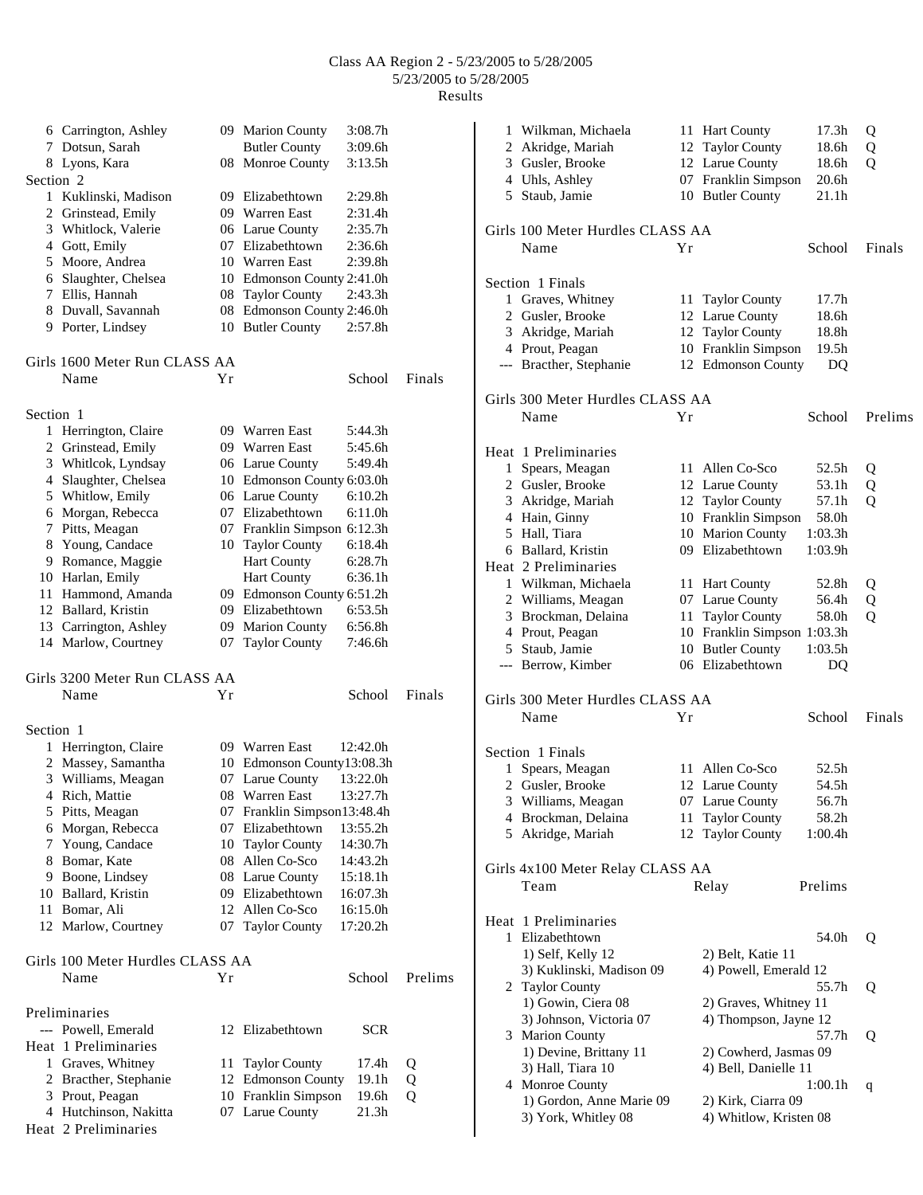| | Name | Yr | School | Time | |
|---|---|---|---|---|---|
| 6 | Carrington, Ashley | 09 | Marion County | 3:08.7h | |
| 7 | Dotsun, Sarah | | Butler County | 3:09.6h | |
| 8 | Lyons, Kara | 08 | Monroe County | 3:13.5h | |

Section 2

| | Name | Yr | School | Time |
|---|---|---|---|---|
| 1 | Kuklinski, Madison | 09 | Elizabethtown | 2:29.8h |
| 2 | Grinstead, Emily | 09 | Warren East | 2:31.4h |
| 3 | Whitlock, Valerie | 06 | Larue County | 2:35.7h |
| 4 | Gott, Emily | 07 | Elizabethtown | 2:36.6h |
| 5 | Moore, Andrea | 10 | Warren East | 2:39.8h |
| 6 | Slaughter, Chelsea | 10 | Edmonson County | 2:41.0h |
| 7 | Ellis, Hannah | 08 | Taylor County | 2:43.3h |
| 8 | Duvall, Savannah | 08 | Edmonson County | 2:46.0h |
| 9 | Porter, Lindsey | 10 | Butler County | 2:57.8h |

## Girls 1600 Meter Run CLASS AA

Section 1

| | Name | Yr | School | Finals |
|---|---|---|---|---|
| 1 | Herrington, Claire | 09 | Warren East | 5:44.3h |
| 2 | Grinstead, Emily | 09 | Warren East | 5:45.6h |
| 3 | Whitlcok, Lyndsay | 06 | Larue County | 5:49.4h |
| 4 | Slaughter, Chelsea | 10 | Edmonson County | 6:03.0h |
| 5 | Whitlow, Emily | 06 | Larue County | 6:10.2h |
| 6 | Morgan, Rebecca | 07 | Elizabethtown | 6:11.0h |
| 7 | Pitts, Meagan | 07 | Franklin Simpson | 6:12.3h |
| 8 | Young, Candace | 10 | Taylor County | 6:18.4h |
| 9 | Romance, Maggie | | Hart County | 6:28.7h |
| 10 | Harlan, Emily | | Hart County | 6:36.1h |
| 11 | Hammond, Amanda | 09 | Edmonson County | 6:51.2h |
| 12 | Ballard, Kristin | 09 | Elizabethtown | 6:53.5h |
| 13 | Carrington, Ashley | 09 | Marion County | 6:56.8h |
| 14 | Marlow, Courtney | 07 | Taylor County | 7:46.6h |

## Girls 3200 Meter Run CLASS AA

Section 1

| | Name | Yr | School | Finals |
|---|---|---|---|---|
| 1 | Herrington, Claire | 09 | Warren East | 12:42.0h |
| 2 | Massey, Samantha | 10 | Edmonson County | 13:08.3h |
| 3 | Williams, Meagan | 07 | Larue County | 13:22.0h |
| 4 | Rich, Mattie | 08 | Warren East | 13:27.7h |
| 5 | Pitts, Meagan | 07 | Franklin Simpson | 13:48.4h |
| 6 | Morgan, Rebecca | 07 | Elizabethtown | 13:55.2h |
| 7 | Young, Candace | 10 | Taylor County | 14:30.7h |
| 8 | Bomar, Kate | 08 | Allen Co-Sco | 14:43.2h |
| 9 | Boone, Lindsey | 08 | Larue County | 15:18.1h |
| 10 | Ballard, Kristin | 09 | Elizabethtown | 16:07.3h |
| 11 | Bomar, Ali | 12 | Allen Co-Sco | 16:15.0h |
| 12 | Marlow, Courtney | 07 | Taylor County | 17:20.2h |

## Girls 100 Meter Hurdles CLASS AA

Preliminaries

| | Name | Yr | School | Prelims | |
|---|---|---|---|---|---|
| --- | Powell, Emerald | 12 | Elizabethtown | SCR | |

Heat 1 Preliminaries

| | Name | Yr | School | Prelims | |
|---|---|---|---|---|---|
| 1 | Graves, Whitney | 11 | Taylor County | 17.4h | Q |
| 2 | Bracther, Stephanie | 12 | Edmonson County | 19.1h | Q |
| 3 | Prout, Peagan | 10 | Franklin Simpson | 19.6h | Q |
| 4 | Hutchinson, Nakitta | 07 | Larue County | 21.3h | |

Heat 2 Preliminaries

| | Name | Yr | School | Prelims | |
|---|---|---|---|---|---|
| 1 | Wilkman, Michaela | 11 | Hart County | 17.3h | Q |
| 2 | Akridge, Mariah | 12 | Taylor County | 18.6h | Q |
| 3 | Gusler, Brooke | 12 | Larue County | 18.6h | Q |
| 4 | Uhls, Ashley | 07 | Franklin Simpson | 20.6h | |
| 5 | Staub, Jamie | 10 | Butler County | 21.1h | |

## Girls 100 Meter Hurdles CLASS AA

Section 1 Finals

| | Name | Yr | School | Finals |
|---|---|---|---|---|
| 1 | Graves, Whitney | 11 | Taylor County | 17.7h |
| 2 | Gusler, Brooke | 12 | Larue County | 18.6h |
| 3 | Akridge, Mariah | 12 | Taylor County | 18.8h |
| 4 | Prout, Peagan | 10 | Franklin Simpson | 19.5h |
| --- | Bracther, Stephanie | 12 | Edmonson County | DQ |

## Girls 300 Meter Hurdles CLASS AA

Heat 1 Preliminaries

| | Name | Yr | School | Prelims | |
|---|---|---|---|---|---|
| 1 | Spears, Meagan | 11 | Allen Co-Sco | 52.5h | Q |
| 2 | Gusler, Brooke | 12 | Larue County | 53.1h | Q |
| 3 | Akridge, Mariah | 12 | Taylor County | 57.1h | Q |
| 4 | Hain, Ginny | 10 | Franklin Simpson | 58.0h | |
| 5 | Hall, Tiara | 10 | Marion County | 1:03.3h | |
| 6 | Ballard, Kristin | 09 | Elizabethtown | 1:03.9h | |

Heat 2 Preliminaries

| | Name | Yr | School | Prelims | |
|---|---|---|---|---|---|
| 1 | Wilkman, Michaela | 11 | Hart County | 52.8h | Q |
| 2 | Williams, Meagan | 07 | Larue County | 56.4h | Q |
| 3 | Brockman, Delaina | 11 | Taylor County | 58.0h | Q |
| 4 | Prout, Peagan | 10 | Franklin Simpson | 1:03.3h | |
| 5 | Staub, Jamie | 10 | Butler County | 1:03.5h | |
| --- | Berrow, Kimber | 06 | Elizabethtown | DQ | |

## Girls 300 Meter Hurdles CLASS AA

Section 1 Finals

| | Name | Yr | School | Finals |
|---|---|---|---|---|
| 1 | Spears, Meagan | 11 | Allen Co-Sco | 52.5h |
| 2 | Gusler, Brooke | 12 | Larue County | 54.5h |
| 3 | Williams, Meagan | 07 | Larue County | 56.7h |
| 4 | Brockman, Delaina | 11 | Taylor County | 58.2h |
| 5 | Akridge, Mariah | 12 | Taylor County | 1:00.4h |

## Girls 4x100 Meter Relay CLASS AA

Heat 1 Preliminaries

| | Team | Relay | Prelims | |
|---|---|---|---|---|
| 1 | Elizabethtown | | 54.0h | Q |
| | 1) Self, Kelly 12 | 2) Belt, Katie 11 | | |
| | 3) Kuklinski, Madison 09 | 4) Powell, Emerald 12 | | |
| 2 | Taylor County | | 55.7h | Q |
| | 1) Gowin, Ciera 08 | 2) Graves, Whitney 11 | | |
| | 3) Johnson, Victoria 07 | 4) Thompson, Jayne 12 | | |
| 3 | Marion County | | 57.7h | Q |
| | 1) Devine, Brittany 11 | 2) Cowherd, Jasmas 09 | | |
| | 3) Hall, Tiara 10 | 4) Bell, Danielle 11 | | |
| 4 | Monroe County | | 1:00.1h | q |
| | 1) Gordon, Anne Marie 09 | 2) Kirk, Ciarra 09 | | |
| | 3) York, Whitley 08 | 4) Whitlow, Kristen 08 | | |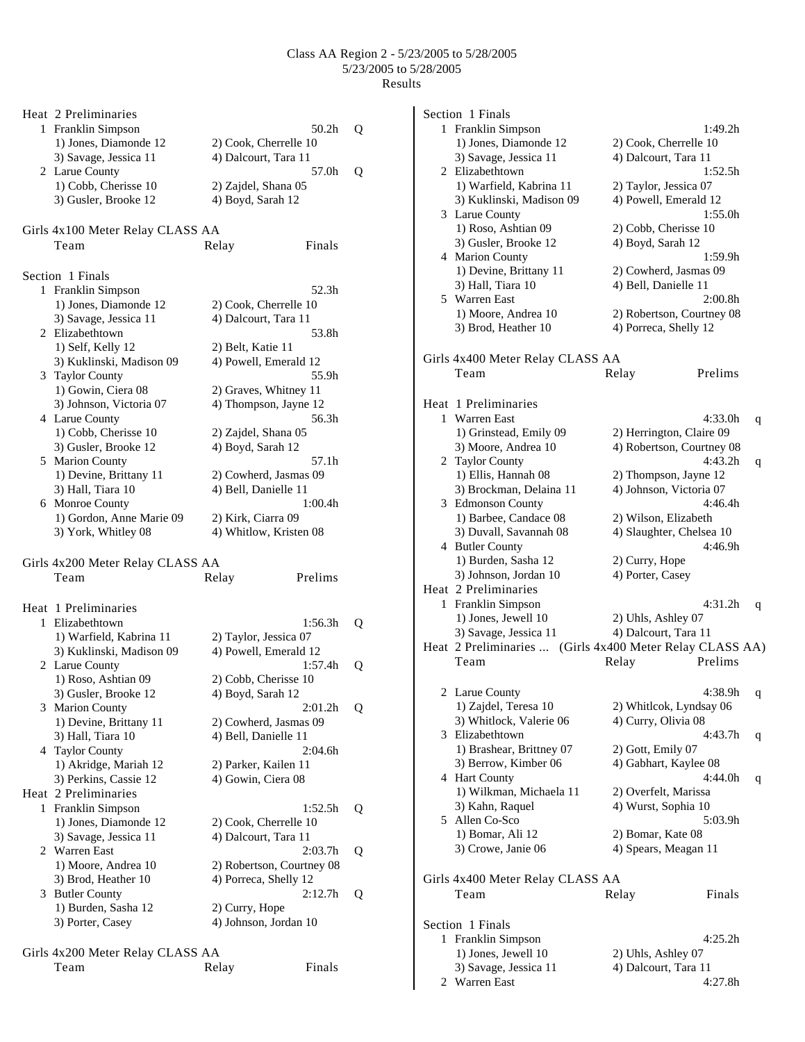Class AA Region 2 - 5/23/2005 to 5/28/2005
5/23/2005 to 5/28/2005
Results

Heat 2 Preliminaries

| | Team | Relay | Prelims | |
|---|---|---|---|---|
| 1 | Franklin Simpson | | 50.2h | Q |
| | 1) Jones, Diamonde 12 | 2) Cook, Cherrelle 10 | | |
| | 3) Savage, Jessica 11 | 4) Dalcourt, Tara 11 | | |
| 2 | Larue County | | 57.0h | Q |
| | 1) Cobb, Cherisse 10 | 2) Zajdel, Shana 05 | | |
| | 3) Gusler, Brooke 12 | 4) Boyd, Sarah 12 | | |

## Girls 4x100 Meter Relay CLASS AA

Section 1 Finals

| | Team | Relay | Finals |
|---|---|---|---|
| 1 | Franklin Simpson | | 52.3h |
| | 1) Jones, Diamonde 12 | 2) Cook, Cherrelle 10 | |
| | 3) Savage, Jessica 11 | 4) Dalcourt, Tara 11 | |
| 2 | Elizabethtown | | 53.8h |
| | 1) Self, Kelly 12 | 2) Belt, Katie 11 | |
| | 3) Kuklinski, Madison 09 | 4) Powell, Emerald 12 | |
| 3 | Taylor County | | 55.9h |
| | 1) Gowin, Ciera 08 | 2) Graves, Whitney 11 | |
| | 3) Johnson, Victoria 07 | 4) Thompson, Jayne 12 | |
| 4 | Larue County | | 56.3h |
| | 1) Cobb, Cherisse 10 | 2) Zajdel, Shana 05 | |
| | 3) Gusler, Brooke 12 | 4) Boyd, Sarah 12 | |
| 5 | Marion County | | 57.1h |
| | 1) Devine, Brittany 11 | 2) Cowherd, Jasmas 09 | |
| | 3) Hall, Tiara 10 | 4) Bell, Danielle 11 | |
| 6 | Monroe County | | 1:00.4h |
| | 1) Gordon, Anne Marie 09 | 2) Kirk, Ciarra 09 | |
| | 3) York, Whitley 08 | 4) Whitlow, Kristen 08 | |

## Girls 4x200 Meter Relay CLASS AA

Heat 1 Preliminaries

| | Team | Relay | Prelims | |
|---|---|---|---|---|
| 1 | Elizabethtown | | 1:56.3h | Q |
| | 1) Warfield, Kabrina 11 | 2) Taylor, Jessica 07 | | |
| | 3) Kuklinski, Madison 09 | 4) Powell, Emerald 12 | | |
| 2 | Larue County | | 1:57.4h | Q |
| | 1) Roso, Ashtian 09 | 2) Cobb, Cherisse 10 | | |
| | 3) Gusler, Brooke 12 | 4) Boyd, Sarah 12 | | |
| 3 | Marion County | | 2:01.2h | Q |
| | 1) Devine, Brittany 11 | 2) Cowherd, Jasmas 09 | | |
| | 3) Hall, Tiara 10 | 4) Bell, Danielle 11 | | |
| 4 | Taylor County | | 2:04.6h | |
| | 1) Akridge, Mariah 12 | 2) Parker, Kailen 11 | | |
| | 3) Perkins, Cassie 12 | 4) Gowin, Ciera 08 | | |

Heat 2 Preliminaries

| | Team | Relay | Prelims | |
|---|---|---|---|---|
| 1 | Franklin Simpson | | 1:52.5h | Q |
| | 1) Jones, Diamonde 12 | 2) Cook, Cherrelle 10 | | |
| | 3) Savage, Jessica 11 | 4) Dalcourt, Tara 11 | | |
| 2 | Warren East | | 2:03.7h | Q |
| | 1) Moore, Andrea 10 | 2) Robertson, Courtney 08 | | |
| | 3) Brod, Heather 10 | 4) Porreca, Shelly 12 | | |
| 3 | Butler County | | 2:12.7h | Q |
| | 1) Burden, Sasha 12 | 2) Curry, Hope | | |
| | 3) Porter, Casey | 4) Johnson, Jordan 10 | | |

## Girls 4x200 Meter Relay CLASS AA

Section 1 Finals

| | Team | Relay | Finals |
|---|---|---|---|
| 1 | Franklin Simpson | | 1:49.2h |
| | 1) Jones, Diamonde 12 | 2) Cook, Cherrelle 10 | |
| | 3) Savage, Jessica 11 | 4) Dalcourt, Tara 11 | |
| 2 | Elizabethtown | | 1:52.5h |
| | 1) Warfield, Kabrina 11 | 2) Taylor, Jessica 07 | |
| | 3) Kuklinski, Madison 09 | 4) Powell, Emerald 12 | |
| 3 | Larue County | | 1:55.0h |
| | 1) Roso, Ashtian 09 | 2) Cobb, Cherisse 10 | |
| | 3) Gusler, Brooke 12 | 4) Boyd, Sarah 12 | |
| 4 | Marion County | | 1:59.9h |
| | 1) Devine, Brittany 11 | 2) Cowherd, Jasmas 09 | |
| | 3) Hall, Tiara 10 | 4) Bell, Danielle 11 | |
| 5 | Warren East | | 2:00.8h |
| | 1) Moore, Andrea 10 | 2) Robertson, Courtney 08 | |
| | 3) Brod, Heather 10 | 4) Porreca, Shelly 12 | |

## Girls 4x400 Meter Relay CLASS AA

Heat 1 Preliminaries

| | Team | Relay | Prelims | |
|---|---|---|---|---|
| 1 | Warren East | | 4:33.0h | q |
| | 1) Grinstead, Emily 09 | 2) Herrington, Claire 09 | | |
| | 3) Moore, Andrea 10 | 4) Robertson, Courtney 08 | | |
| 2 | Taylor County | | 4:43.2h | q |
| | 1) Ellis, Hannah 08 | 2) Thompson, Jayne 12 | | |
| | 3) Brockman, Delaina 11 | 4) Johnson, Victoria 07 | | |
| 3 | Edmonson County | | 4:46.4h | |
| | 1) Barbee, Candace 08 | 2) Wilson, Elizabeth | | |
| | 3) Duvall, Savannah 08 | 4) Slaughter, Chelsea 10 | | |
| 4 | Butler County | | 4:46.9h | |
| | 1) Burden, Sasha 12 | 2) Curry, Hope | | |
| | 3) Johnson, Jordan 10 | 4) Porter, Casey | | |

Heat 2 Preliminaries

| | Team | Relay | Prelims | |
|---|---|---|---|---|
| 1 | Franklin Simpson | | 4:31.2h | q |
| | 1) Jones, Jewell 10 | 2) Uhls, Ashley 07 | | |
| | 3) Savage, Jessica 11 | 4) Dalcourt, Tara 11 | | |
| 2 | Larue County | | 4:38.9h | q |
| | 1) Zajdel, Teresa 10 | 2) Whitlcok, Lyndsay 06 | | |
| | 3) Whitlock, Valerie 06 | 4) Curry, Olivia 08 | | |
| 3 | Elizabethtown | | 4:43.7h | q |
| | 1) Brashear, Brittney 07 | 2) Gott, Emily 07 | | |
| | 3) Berrow, Kimber 06 | 4) Gabhart, Kaylee 08 | | |
| 4 | Hart County | | 4:44.0h | q |
| | 1) Wilkman, Michaela 11 | 2) Overfelt, Marissa | | |
| | 3) Kahn, Raquel | 4) Wurst, Sophia 10 | | |
| 5 | Allen Co-Sco | | 5:03.9h | |
| | 1) Bomar, Ali 12 | 2) Bomar, Kate 08 | | |
| | 3) Crowe, Janie 06 | 4) Spears, Meagan 11 | | |

## Girls 4x400 Meter Relay CLASS AA

Section 1 Finals

| | Team | Relay | Finals |
|---|---|---|---|
| 1 | Franklin Simpson | | 4:25.2h |
| | 1) Jones, Jewell 10 | 2) Uhls, Ashley 07 | |
| | 3) Savage, Jessica 11 | 4) Dalcourt, Tara 11 | |
| 2 | Warren East | | 4:27.8h |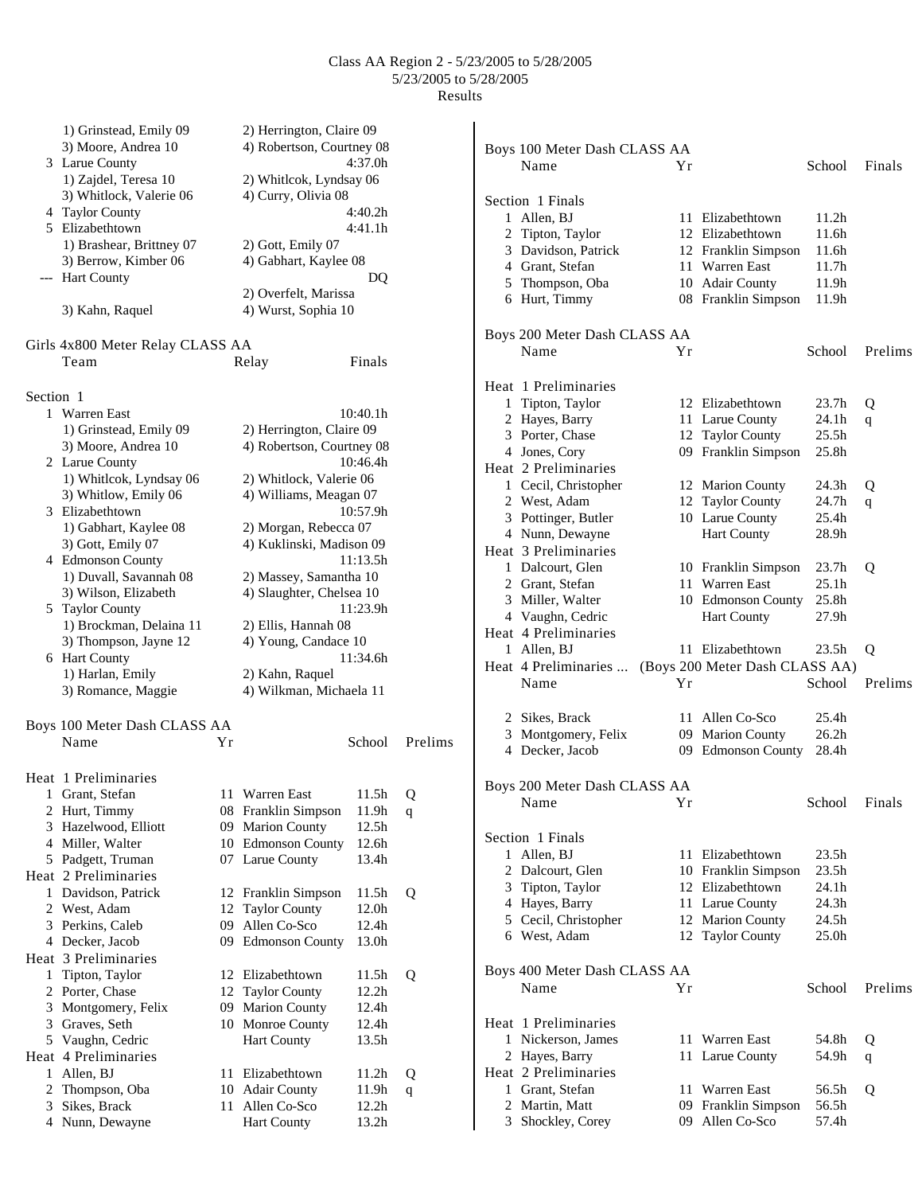Class AA Region 2 - 5/23/2005 to 5/28/2005
5/23/2005 to 5/28/2005
Results

| | Team | | Relay | | Finals |
|---|---|---|---|---|---|
| | 1) Grinstead, Emily 09 | | 2) Herrington, Claire 09 | | |
| | 3) Moore, Andrea 10 | | 4) Robertson, Courtney 08 | | |
| 3 | Larue County | | | | 4:37.0h |
| | 1) Zajdel, Teresa 10 | | 2) Whitlcok, Lyndsay 06 | | |
| | 3) Whitlock, Valerie 06 | | 4) Curry, Olivia 08 | | |
| 4 | Taylor County | | | | 4:40.2h |
| 5 | Elizabethtown | | | | 4:41.1h |
| | 1) Brashear, Brittney 07 | | 2) Gott, Emily 07 | | |
| | 3) Berrow, Kimber 06 | | 4) Gabhart, Kaylee 08 | | |
| --- | Hart County | | | | DQ |
| | | | 2) Overfelt, Marissa | | |
| | 3) Kahn, Raquel | | 4) Wurst, Sophia 10 | | |

## Girls 4x800 Meter Relay CLASS AA

| | Team | Relay | Finals |
|---|---|---|---|
| **Section 1** | | | |
| 1 | Warren East | | 10:40.1h |
| | 1) Grinstead, Emily 09 | 2) Herrington, Claire 09 | |
| | 3) Moore, Andrea 10 | 4) Robertson, Courtney 08 | |
| 2 | Larue County | | 10:46.4h |
| | 1) Whitlcok, Lyndsay 06 | 2) Whitlock, Valerie 06 | |
| | 3) Whitlow, Emily 06 | 4) Williams, Meagan 07 | |
| 3 | Elizabethtown | | 10:57.9h |
| | 1) Gabhart, Kaylee 08 | 2) Morgan, Rebecca 07 | |
| | 3) Gott, Emily 07 | 4) Kuklinski, Madison 09 | |
| 4 | Edmonson County | | 11:13.5h |
| | 1) Duvall, Savannah 08 | 2) Massey, Samantha 10 | |
| | 3) Wilson, Elizabeth | 4) Slaughter, Chelsea 10 | |
| 5 | Taylor County | | 11:23.9h |
| | 1) Brockman, Delaina 11 | 2) Ellis, Hannah 08 | |
| | 3) Thompson, Jayne 12 | 4) Young, Candace 10 | |
| 6 | Hart County | | 11:34.6h |
| | 1) Harlan, Emily | 2) Kahn, Raquel | |
| | 3) Romance, Maggie | 4) Wilkman, Michaela 11 | |

## Boys 100 Meter Dash CLASS AA

| | Name | Yr | School | Prelims | |
|---|---|---|---|---|---|
| **Heat 1 Preliminaries** | | | | | |
| 1 | Grant, Stefan | 11 | Warren East | 11.5h | Q |
| 2 | Hurt, Timmy | 08 | Franklin Simpson | 11.9h | q |
| 3 | Hazelwood, Elliott | 09 | Marion County | 12.5h | |
| 4 | Miller, Walter | 10 | Edmonson County | 12.6h | |
| 5 | Padgett, Truman | 07 | Larue County | 13.4h | |
| **Heat 2 Preliminaries** | | | | | |
| 1 | Davidson, Patrick | 12 | Franklin Simpson | 11.5h | Q |
| 2 | West, Adam | 12 | Taylor County | 12.0h | |
| 3 | Perkins, Caleb | 09 | Allen Co-Sco | 12.4h | |
| 4 | Decker, Jacob | 09 | Edmonson County | 13.0h | |
| **Heat 3 Preliminaries** | | | | | |
| 1 | Tipton, Taylor | 12 | Elizabethtown | 11.5h | Q |
| 2 | Porter, Chase | 12 | Taylor County | 12.2h | |
| 3 | Montgomery, Felix | 09 | Marion County | 12.4h | |
| 3 | Graves, Seth | 10 | Monroe County | 12.4h | |
| 5 | Vaughn, Cedric | | Hart County | 13.5h | |
| **Heat 4 Preliminaries** | | | | | |
| 1 | Allen, BJ | 11 | Elizabethtown | 11.2h | Q |
| 2 | Thompson, Oba | 10 | Adair County | 11.9h | q |
| 3 | Sikes, Brack | 11 | Allen Co-Sco | 12.2h | |
| 4 | Nunn, Dewayne | | Hart County | 13.2h | |

## Boys 100 Meter Dash CLASS AA

| | Name | Yr | School | Finals |
|---|---|---|---|---|
| **Section 1 Finals** | | | | |
| 1 | Allen, BJ | 11 | Elizabethtown | 11.2h |
| 2 | Tipton, Taylor | 12 | Elizabethtown | 11.6h |
| 3 | Davidson, Patrick | 12 | Franklin Simpson | 11.6h |
| 4 | Grant, Stefan | 11 | Warren East | 11.7h |
| 5 | Thompson, Oba | 10 | Adair County | 11.9h |
| 6 | Hurt, Timmy | 08 | Franklin Simpson | 11.9h |

## Boys 200 Meter Dash CLASS AA

| | Name | Yr | School | Prelims | |
|---|---|---|---|---|---|
| **Heat 1 Preliminaries** | | | | | |
| 1 | Tipton, Taylor | 12 | Elizabethtown | 23.7h | Q |
| 2 | Hayes, Barry | 11 | Larue County | 24.1h | q |
| 3 | Porter, Chase | 12 | Taylor County | 25.5h | |
| 4 | Jones, Cory | 09 | Franklin Simpson | 25.8h | |
| **Heat 2 Preliminaries** | | | | | |
| 1 | Cecil, Christopher | 12 | Marion County | 24.3h | Q |
| 2 | West, Adam | 12 | Taylor County | 24.7h | q |
| 3 | Pottinger, Butler | 10 | Larue County | 25.4h | |
| 4 | Nunn, Dewayne | | Hart County | 28.9h | |
| **Heat 3 Preliminaries** | | | | | |
| 1 | Dalcourt, Glen | 10 | Franklin Simpson | 23.7h | Q |
| 2 | Grant, Stefan | 11 | Warren East | 25.1h | |
| 3 | Miller, Walter | 10 | Edmonson County | 25.8h | |
| 4 | Vaughn, Cedric | | Hart County | 27.9h | |
| **Heat 4 Preliminaries** | | | | | |
| 1 | Allen, BJ | 11 | Elizabethtown | 23.5h | Q |
| 2 | Sikes, Brack | 11 | Allen Co-Sco | 25.4h | |
| 3 | Montgomery, Felix | 09 | Marion County | 26.2h | |
| 4 | Decker, Jacob | 09 | Edmonson County | 28.4h | |

## Boys 200 Meter Dash CLASS AA

| | Name | Yr | School | Finals |
|---|---|---|---|---|
| **Section 1 Finals** | | | | |
| 1 | Allen, BJ | 11 | Elizabethtown | 23.5h |
| 2 | Dalcourt, Glen | 10 | Franklin Simpson | 23.5h |
| 3 | Tipton, Taylor | 12 | Elizabethtown | 24.1h |
| 4 | Hayes, Barry | 11 | Larue County | 24.3h |
| 5 | Cecil, Christopher | 12 | Marion County | 24.5h |
| 6 | West, Adam | 12 | Taylor County | 25.0h |

## Boys 400 Meter Dash CLASS AA

| | Name | Yr | School | Prelims | |
|---|---|---|---|---|---|
| **Heat 1 Preliminaries** | | | | | |
| 1 | Nickerson, James | 11 | Warren East | 54.8h | Q |
| 2 | Hayes, Barry | 11 | Larue County | 54.9h | q |
| **Heat 2 Preliminaries** | | | | | |
| 1 | Grant, Stefan | 11 | Warren East | 56.5h | Q |
| 2 | Martin, Matt | 09 | Franklin Simpson | 56.5h | |
| 3 | Shockley, Corey | 09 | Allen Co-Sco | 57.4h | |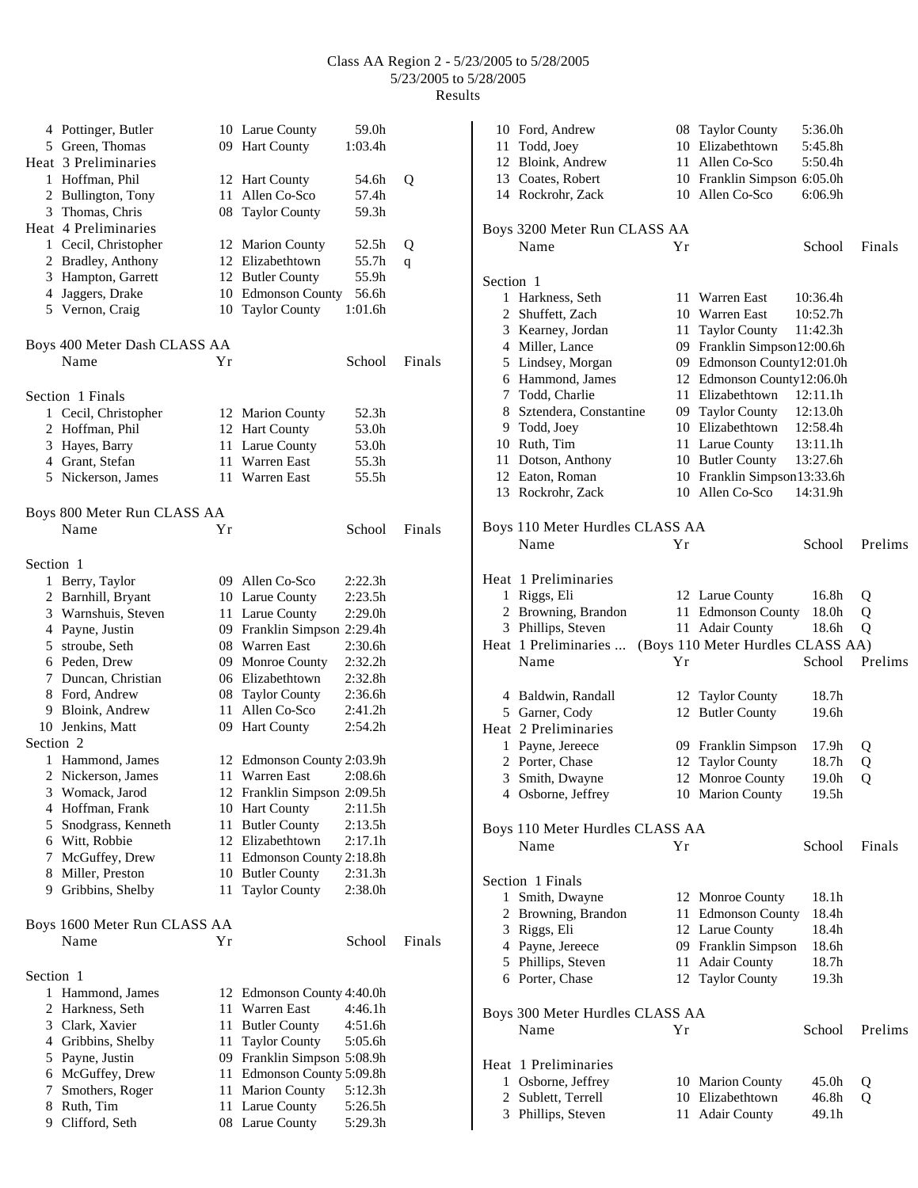Class AA Region 2 - 5/23/2005 to 5/28/2005
5/23/2005 to 5/28/2005
Results

| | Name | Yr | School | Prelims | |
|---|---|---|---|---|---|
| 4 | Pottinger, Butler | 10 | Larue County | 59.0h | |
| 5 | Green, Thomas | 09 | Hart County | 1:03.4h | |
| **Heat 3 Preliminaries** | | | | | |
| 1 | Hoffman, Phil | 12 | Hart County | 54.6h | Q |
| 2 | Bullington, Tony | 11 | Allen Co-Sco | 57.4h | |
| 3 | Thomas, Chris | 08 | Taylor County | 59.3h | |
| **Heat 4 Preliminaries** | | | | | |
| 1 | Cecil, Christopher | 12 | Marion County | 52.5h | Q |
| 2 | Bradley, Anthony | 12 | Elizabethtown | 55.7h | q |
| 3 | Hampton, Garrett | 12 | Butler County | 55.9h | |
| 4 | Jaggers, Drake | 10 | Edmonson County | 56.6h | |
| 5 | Vernon, Craig | 10 | Taylor County | 1:01.6h | |

## Boys 400 Meter Dash CLASS AA

| | Name | Yr | School | Finals |
|---|---|---|---|---|
| **Section 1 Finals** | | | | |
| 1 | Cecil, Christopher | 12 | Marion County | 52.3h |
| 2 | Hoffman, Phil | 12 | Hart County | 53.0h |
| 3 | Hayes, Barry | 11 | Larue County | 53.0h |
| 4 | Grant, Stefan | 11 | Warren East | 55.3h |
| 5 | Nickerson, James | 11 | Warren East | 55.5h |

## Boys 800 Meter Run CLASS AA

| | Name | Yr | School | Finals |
|---|---|---|---|---|
| **Section 1** | | | | |
| 1 | Berry, Taylor | 09 | Allen Co-Sco | 2:22.3h |
| 2 | Barnhill, Bryant | 10 | Larue County | 2:23.5h |
| 3 | Warnshuis, Steven | 11 | Larue County | 2:29.0h |
| 4 | Payne, Justin | 09 | Franklin Simpson | 2:29.4h |
| 5 | stroube, Seth | 08 | Warren East | 2:30.6h |
| 6 | Peden, Drew | 09 | Monroe County | 2:32.2h |
| 7 | Duncan, Christian | 06 | Elizabethtown | 2:32.8h |
| 8 | Ford, Andrew | 08 | Taylor County | 2:36.6h |
| 9 | Bloink, Andrew | 11 | Allen Co-Sco | 2:41.2h |
| 10 | Jenkins, Matt | 09 | Hart County | 2:54.2h |
| **Section 2** | | | | |
| 1 | Hammond, James | 12 | Edmonson County | 2:03.9h |
| 2 | Nickerson, James | 11 | Warren East | 2:08.6h |
| 3 | Womack, Jarod | 12 | Franklin Simpson | 2:09.5h |
| 4 | Hoffman, Frank | 10 | Hart County | 2:11.5h |
| 5 | Snodgrass, Kenneth | 11 | Butler County | 2:13.5h |
| 6 | Witt, Robbie | 12 | Elizabethtown | 2:17.1h |
| 7 | McGuffey, Drew | 11 | Edmonson County | 2:18.8h |
| 8 | Miller, Preston | 10 | Butler County | 2:31.3h |
| 9 | Gribbins, Shelby | 11 | Taylor County | 2:38.0h |

## Boys 1600 Meter Run CLASS AA

| | Name | Yr | School | Finals |
|---|---|---|---|---|
| **Section 1** | | | | |
| 1 | Hammond, James | 12 | Edmonson County | 4:40.0h |
| 2 | Harkness, Seth | 11 | Warren East | 4:46.1h |
| 3 | Clark, Xavier | 11 | Butler County | 4:51.6h |
| 4 | Gribbins, Shelby | 11 | Taylor County | 5:05.6h |
| 5 | Payne, Justin | 09 | Franklin Simpson | 5:08.9h |
| 6 | McGuffey, Drew | 11 | Edmonson County | 5:09.8h |
| 7 | Smothers, Roger | 11 | Marion County | 5:12.3h |
| 8 | Ruth, Tim | 11 | Larue County | 5:26.5h |
| 9 | Clifford, Seth | 08 | Larue County | 5:29.3h |
| 10 | Ford, Andrew | 08 | Taylor County | 5:36.0h |
| 11 | Todd, Joey | 10 | Elizabethtown | 5:45.8h |
| 12 | Bloink, Andrew | 11 | Allen Co-Sco | 5:50.4h |
| 13 | Coates, Robert | 10 | Franklin Simpson | 6:05.0h |
| 14 | Rockrohr, Zack | 10 | Allen Co-Sco | 6:06.9h |

## Boys 3200 Meter Run CLASS AA

| | Name | Yr | School | Finals |
|---|---|---|---|---|
| **Section 1** | | | | |
| 1 | Harkness, Seth | 11 | Warren East | 10:36.4h |
| 2 | Shuffett, Zach | 10 | Warren East | 10:52.7h |
| 3 | Kearney, Jordan | 11 | Taylor County | 11:42.3h |
| 4 | Miller, Lance | 09 | Franklin Simpson | 12:00.6h |
| 5 | Lindsey, Morgan | 09 | Edmonson County | 12:01.0h |
| 6 | Hammond, James | 12 | Edmonson County | 12:06.0h |
| 7 | Todd, Charlie | 11 | Elizabethtown | 12:11.1h |
| 8 | Sztendera, Constantine | 09 | Taylor County | 12:13.0h |
| 9 | Todd, Joey | 10 | Elizabethtown | 12:58.4h |
| 10 | Ruth, Tim | 11 | Larue County | 13:11.1h |
| 11 | Dotson, Anthony | 10 | Butler County | 13:27.6h |
| 12 | Eaton, Roman | 10 | Franklin Simpson | 13:33.6h |
| 13 | Rockrohr, Zack | 10 | Allen Co-Sco | 14:31.9h |

## Boys 110 Meter Hurdles CLASS AA

| | Name | Yr | School | Prelims | |
|---|---|---|---|---|---|
| **Heat 1 Preliminaries** | | | | | |
| 1 | Riggs, Eli | 12 | Larue County | 16.8h | Q |
| 2 | Browning, Brandon | 11 | Edmonson County | 18.0h | Q |
| 3 | Phillips, Steven | 11 | Adair County | 18.6h | Q |
| 4 | Baldwin, Randall | 12 | Taylor County | 18.7h | |
| 5 | Garner, Cody | 12 | Butler County | 19.6h | |
| **Heat 2 Preliminaries** | | | | | |
| 1 | Payne, Jereece | 09 | Franklin Simpson | 17.9h | Q |
| 2 | Porter, Chase | 12 | Taylor County | 18.7h | Q |
| 3 | Smith, Dwayne | 12 | Monroe County | 19.0h | Q |
| 4 | Osborne, Jeffrey | 10 | Marion County | 19.5h | |

## Boys 110 Meter Hurdles CLASS AA

| | Name | Yr | School | Finals |
|---|---|---|---|---|
| **Section 1 Finals** | | | | |
| 1 | Smith, Dwayne | 12 | Monroe County | 18.1h |
| 2 | Browning, Brandon | 11 | Edmonson County | 18.4h |
| 3 | Riggs, Eli | 12 | Larue County | 18.4h |
| 4 | Payne, Jereece | 09 | Franklin Simpson | 18.6h |
| 5 | Phillips, Steven | 11 | Adair County | 18.7h |
| 6 | Porter, Chase | 12 | Taylor County | 19.3h |

## Boys 300 Meter Hurdles CLASS AA

| | Name | Yr | School | Prelims | |
|---|---|---|---|---|---|
| **Heat 1 Preliminaries** | | | | | |
| 1 | Osborne, Jeffrey | 10 | Marion County | 45.0h | Q |
| 2 | Sublett, Terrell | 10 | Elizabethtown | 46.8h | Q |
| 3 | Phillips, Steven | 11 | Adair County | 49.1h | |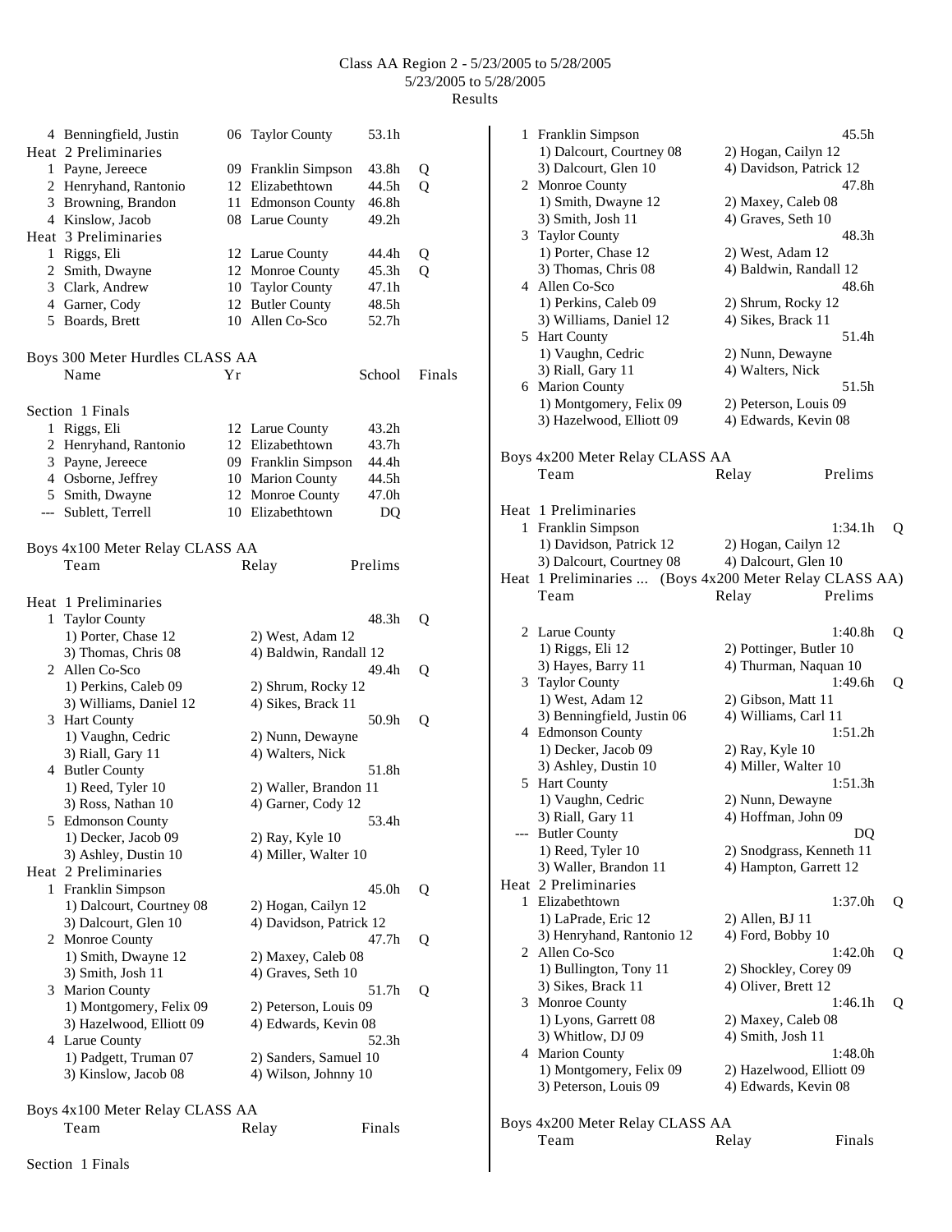Class AA Region 2 - 5/23/2005 to 5/28/2005
5/23/2005 to 5/28/2005
Results

```
  4 Benningfield, Justin      06 Taylor County      53.1h
Heat  2 Preliminaries
  1 Payne, Jereece            09 Franklin Simpson   43.8h   Q
  2 Henryhand, Rantonio       12 Elizabethtown      44.5h   Q
  3 Browning, Brandon         11 Edmonson County    46.8h
  4 Kinslow, Jacob            08 Larue County       49.2h
Heat  3 Preliminaries
  1 Riggs, Eli                12 Larue County       44.4h   Q
  2 Smith, Dwayne             12 Monroe County      45.3h   Q
  3 Clark, Andrew             10 Taylor County      47.1h
  4 Garner, Cody              12 Butler County      48.5h
  5 Boards, Brett             10 Allen Co-Sco       52.7h
```

## Boys 300 Meter Hurdles CLASS AA

```
    Name                    Yr                School    Finals

Section  1 Finals
  1 Riggs, Eli                12 Larue County       43.2h
  2 Henryhand, Rantonio       12 Elizabethtown      43.7h
  3 Payne, Jereece            09 Franklin Simpson   44.4h
  4 Osborne, Jeffrey          10 Marion County      44.5h
  5 Smith, Dwayne             12 Monroe County      47.0h
 --- Sublett, Terrell         10 Elizabethtown        DQ
```

## Boys 4x100 Meter Relay CLASS AA

```
    Team                       Relay              Prelims

Heat  1 Preliminaries
  1 Taylor County                                   48.3h   Q
     1) Porter, Chase 12          2) West, Adam 12
     3) Thomas, Chris 08          4) Baldwin, Randall 12
  2 Allen Co-Sco                                    49.4h   Q
     1) Perkins, Caleb 09         2) Shrum, Rocky 12
     3) Williams, Daniel 12       4) Sikes, Brack 11
  3 Hart County                                     50.9h   Q
     1) Vaughn, Cedric            2) Nunn, Dewayne
     3) Riall, Gary 11            4) Walters, Nick
  4 Butler County                                   51.8h
     1) Reed, Tyler 10            2) Waller, Brandon 11
     3) Ross, Nathan 10           4) Garner, Cody 12
  5 Edmonson County                                 53.4h
     1) Decker, Jacob 09          2) Ray, Kyle 10
     3) Ashley, Dustin 10         4) Miller, Walter 10
Heat  2 Preliminaries
  1 Franklin Simpson                                45.0h   Q
     1) Dalcourt, Courtney 08     2) Hogan, Cailyn 12
     3) Dalcourt, Glen 10         4) Davidson, Patrick 12
  2 Monroe County                                   47.7h   Q
     1) Smith, Dwayne 12          2) Maxey, Caleb 08
     3) Smith, Josh 11            4) Graves, Seth 10
  3 Marion County                                   51.7h   Q
     1) Montgomery, Felix 09      2) Peterson, Louis 09
     3) Hazelwood, Elliott 09     4) Edwards, Kevin 08
  4 Larue County                                    52.3h
     1) Padgett, Truman 07        2) Sanders, Samuel 10
     3) Kinslow, Jacob 08         4) Wilson, Johnny 10
```

## Boys 4x100 Meter Relay CLASS AA

```
    Team                       Relay              Finals

Section  1 Finals
  1 Franklin Simpson                                45.5h
     1) Dalcourt, Courtney 08     2) Hogan, Cailyn 12
     3) Dalcourt, Glen 10         4) Davidson, Patrick 12
  2 Monroe County                                   47.8h
     1) Smith, Dwayne 12          2) Maxey, Caleb 08
     3) Smith, Josh 11            4) Graves, Seth 10
  3 Taylor County                                   48.3h
     1) Porter, Chase 12          2) West, Adam 12
     3) Thomas, Chris 08          4) Baldwin, Randall 12
  4 Allen Co-Sco                                    48.6h
     1) Perkins, Caleb 09         2) Shrum, Rocky 12
     3) Williams, Daniel 12       4) Sikes, Brack 11
  5 Hart County                                     51.4h
     1) Vaughn, Cedric            2) Nunn, Dewayne
     3) Riall, Gary 11            4) Walters, Nick
  6 Marion County                                   51.5h
     1) Montgomery, Felix 09      2) Peterson, Louis 09
     3) Hazelwood, Elliott 09     4) Edwards, Kevin 08
```

## Boys 4x200 Meter Relay CLASS AA

```
    Team                       Relay              Prelims

Heat  1 Preliminaries
  1 Franklin Simpson                              1:34.1h   Q
     1) Davidson, Patrick 12      2) Hogan, Cailyn 12
     3) Dalcourt, Courtney 08     4) Dalcourt, Glen 10
  2 Larue County                                  1:40.8h   Q
     1) Riggs, Eli 12             2) Pottinger, Butler 10
     3) Hayes, Barry 11           4) Thurman, Naquan 10
  3 Taylor County                                 1:49.6h   Q
     1) West, Adam 12             2) Gibson, Matt 11
     3) Benningfield, Justin 06   4) Williams, Carl 11
  4 Edmonson County                               1:51.2h
     1) Decker, Jacob 09          2) Ray, Kyle 10
     3) Ashley, Dustin 10         4) Miller, Walter 10
  5 Hart County                                   1:51.3h
     1) Vaughn, Cedric            2) Nunn, Dewayne
     3) Riall, Gary 11            4) Hoffman, John 09
 --- Butler County                                     DQ
     1) Reed, Tyler 10            2) Snodgrass, Kenneth 11
     3) Waller, Brandon 11        4) Hampton, Garrett 12
Heat  2 Preliminaries
  1 Elizabethtown                                 1:37.0h   Q
     1) LaPrade, Eric 12          2) Allen, BJ 11
     3) Henryhand, Rantonio 12    4) Ford, Bobby 10
  2 Allen Co-Sco                                  1:42.0h   Q
     1) Bullington, Tony 11       2) Shockley, Corey 09
     3) Sikes, Brack 11           4) Oliver, Brett 12
  3 Monroe County                                 1:46.1h   Q
     1) Lyons, Garrett 08         2) Maxey, Caleb 08
     3) Whitlow, DJ 09            4) Smith, Josh 11
  4 Marion County                                 1:48.0h
     1) Montgomery, Felix 09      2) Hazelwood, Elliott 09
     3) Peterson, Louis 09        4) Edwards, Kevin 08
```

## Boys 4x200 Meter Relay CLASS AA

```
    Team                       Relay              Finals
```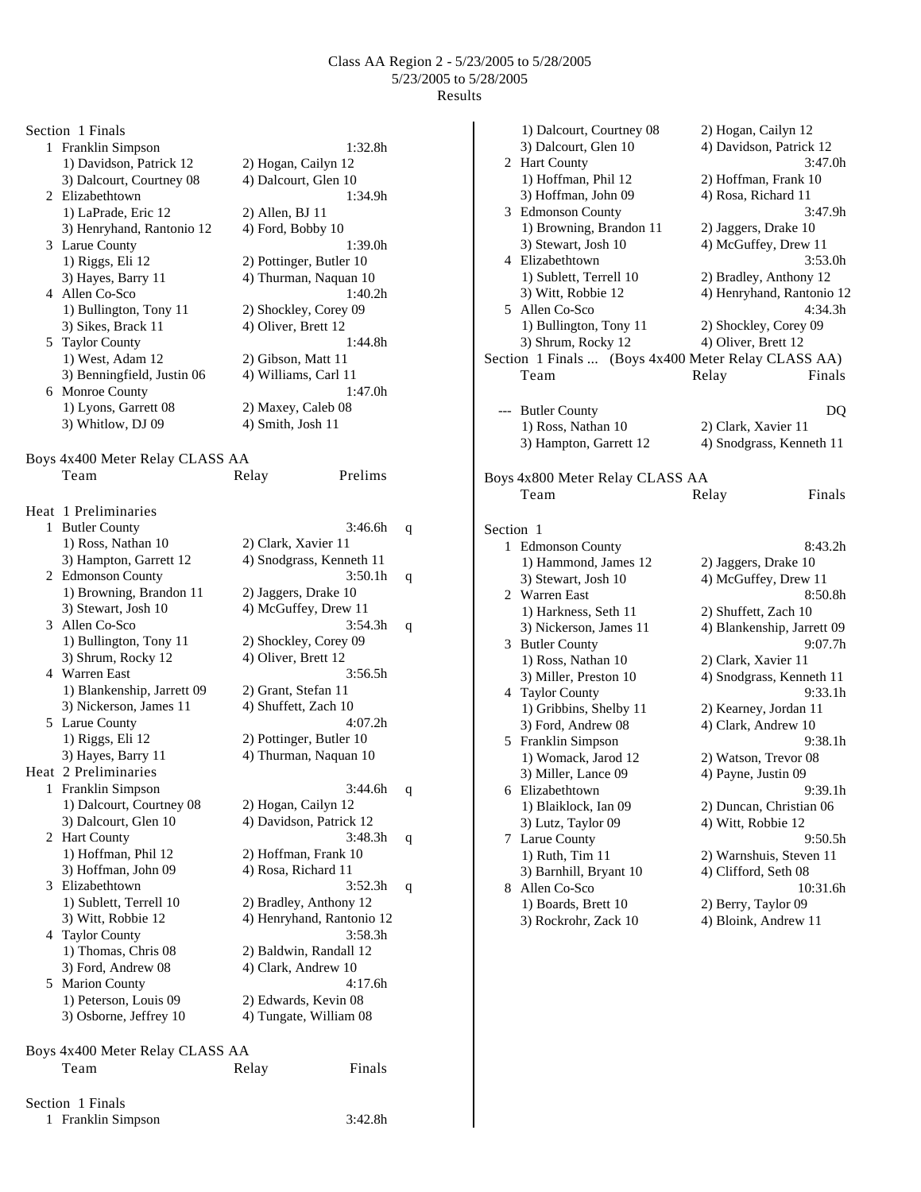Class AA Region 2 - 5/23/2005 to 5/28/2005
5/23/2005 to 5/28/2005
Results

Section 1 Finals

1 Franklin Simpson — 1:32.8h
1) Davidson, Patrick 12 2) Hogan, Cailyn 12
3) Dalcourt, Courtney 08 4) Dalcourt, Glen 10

2 Elizabethtown — 1:34.9h
1) LaPrade, Eric 12 2) Allen, BJ 11
3) Henryhand, Rantonio 12 4) Ford, Bobby 10

3 Larue County — 1:39.0h
1) Riggs, Eli 12 2) Pottinger, Butler 10
3) Hayes, Barry 11 4) Thurman, Naquan 10

4 Allen Co-Sco — 1:40.2h
1) Bullington, Tony 11 2) Shockley, Corey 09
3) Sikes, Brack 11 4) Oliver, Brett 12

5 Taylor County — 1:44.8h
1) West, Adam 12 2) Gibson, Matt 11
3) Benningfield, Justin 06 4) Williams, Carl 11

6 Monroe County — 1:47.0h
1) Lyons, Garrett 08 2) Maxey, Caleb 08
3) Whitlow, DJ 09 4) Smith, Josh 11

## Boys 4x400 Meter Relay CLASS AA

| Team | Relay | Prelims | |
|---|---|---|---|

Heat 1 Preliminaries

1 Butler County — 3:46.6h q
1) Ross, Nathan 10 2) Clark, Xavier 11
3) Hampton, Garrett 12 4) Snodgrass, Kenneth 11

2 Edmonson County — 3:50.1h q
1) Browning, Brandon 11 2) Jaggers, Drake 10
3) Stewart, Josh 10 4) McGuffey, Drew 11

3 Allen Co-Sco — 3:54.3h q
1) Bullington, Tony 11 2) Shockley, Corey 09
3) Shrum, Rocky 12 4) Oliver, Brett 12

4 Warren East — 3:56.5h
1) Blankenship, Jarrett 09 2) Grant, Stefan 11
3) Nickerson, James 11 4) Shuffett, Zach 10

5 Larue County — 4:07.2h
1) Riggs, Eli 12 2) Pottinger, Butler 10
3) Hayes, Barry 11 4) Thurman, Naquan 10

Heat 2 Preliminaries

1 Franklin Simpson — 3:44.6h q
1) Dalcourt, Courtney 08 2) Hogan, Cailyn 12
3) Dalcourt, Glen 10 4) Davidson, Patrick 12

2 Hart County — 3:48.3h q
1) Hoffman, Phil 12 2) Hoffman, Frank 10
3) Hoffman, John 09 4) Rosa, Richard 11

3 Elizabethtown — 3:52.3h q
1) Sublett, Terrell 10 2) Bradley, Anthony 12
3) Witt, Robbie 12 4) Henryhand, Rantonio 12

4 Taylor County — 3:58.3h
1) Thomas, Chris 08 2) Baldwin, Randall 12
3) Ford, Andrew 08 4) Clark, Andrew 10

5 Marion County — 4:17.6h
1) Peterson, Louis 09 2) Edwards, Kevin 08
3) Osborne, Jeffrey 10 4) Tungate, William 08

## Boys 4x400 Meter Relay CLASS AA

| Team | Relay | Finals |
|---|---|---|

Section 1 Finals

1 Franklin Simpson — 3:42.8h
1) Dalcourt, Courtney 08 2) Hogan, Cailyn 12
3) Dalcourt, Glen 10 4) Davidson, Patrick 12

2 Hart County — 3:47.0h
1) Hoffman, Phil 12 2) Hoffman, Frank 10
3) Hoffman, John 09 4) Rosa, Richard 11

3 Edmonson County — 3:47.9h
1) Browning, Brandon 11 2) Jaggers, Drake 10
3) Stewart, Josh 10 4) McGuffey, Drew 11

4 Elizabethtown — 3:53.0h
1) Sublett, Terrell 10 2) Bradley, Anthony 12
3) Witt, Robbie 12 4) Henryhand, Rantonio 12

5 Allen Co-Sco — 4:34.3h
1) Bullington, Tony 11 2) Shockley, Corey 09
3) Shrum, Rocky 12 4) Oliver, Brett 12

Section 1 Finals ... (Boys 4x400 Meter Relay CLASS AA)

| Team | Relay | Finals |
|---|---|---|

--- Butler County — DQ
1) Ross, Nathan 10 2) Clark, Xavier 11
3) Hampton, Garrett 12 4) Snodgrass, Kenneth 11

## Boys 4x800 Meter Relay CLASS AA

| Team | Relay | Finals |
|---|---|---|

Section 1

1 Edmonson County — 8:43.2h
1) Hammond, James 12 2) Jaggers, Drake 10
3) Stewart, Josh 10 4) McGuffey, Drew 11

2 Warren East — 8:50.8h
1) Harkness, Seth 11 2) Shuffett, Zach 10
3) Nickerson, James 11 4) Blankenship, Jarrett 09

3 Butler County — 9:07.7h
1) Ross, Nathan 10 2) Clark, Xavier 11
3) Miller, Preston 10 4) Snodgrass, Kenneth 11

4 Taylor County — 9:33.1h
1) Gribbins, Shelby 11 2) Kearney, Jordan 11
3) Ford, Andrew 08 4) Clark, Andrew 10

5 Franklin Simpson — 9:38.1h
1) Womack, Jarod 12 2) Watson, Trevor 08
3) Miller, Lance 09 4) Payne, Justin 09

6 Elizabethtown — 9:39.1h
1) Blaiklock, Ian 09 2) Duncan, Christian 06
3) Lutz, Taylor 09 4) Witt, Robbie 12

7 Larue County — 9:50.5h
1) Ruth, Tim 11 2) Warnshuis, Steven 11
3) Barnhill, Bryant 10 4) Clifford, Seth 08

8 Allen Co-Sco — 10:31.6h
1) Boards, Brett 10 2) Berry, Taylor 09
3) Rockrohr, Zack 10 4) Bloink, Andrew 11